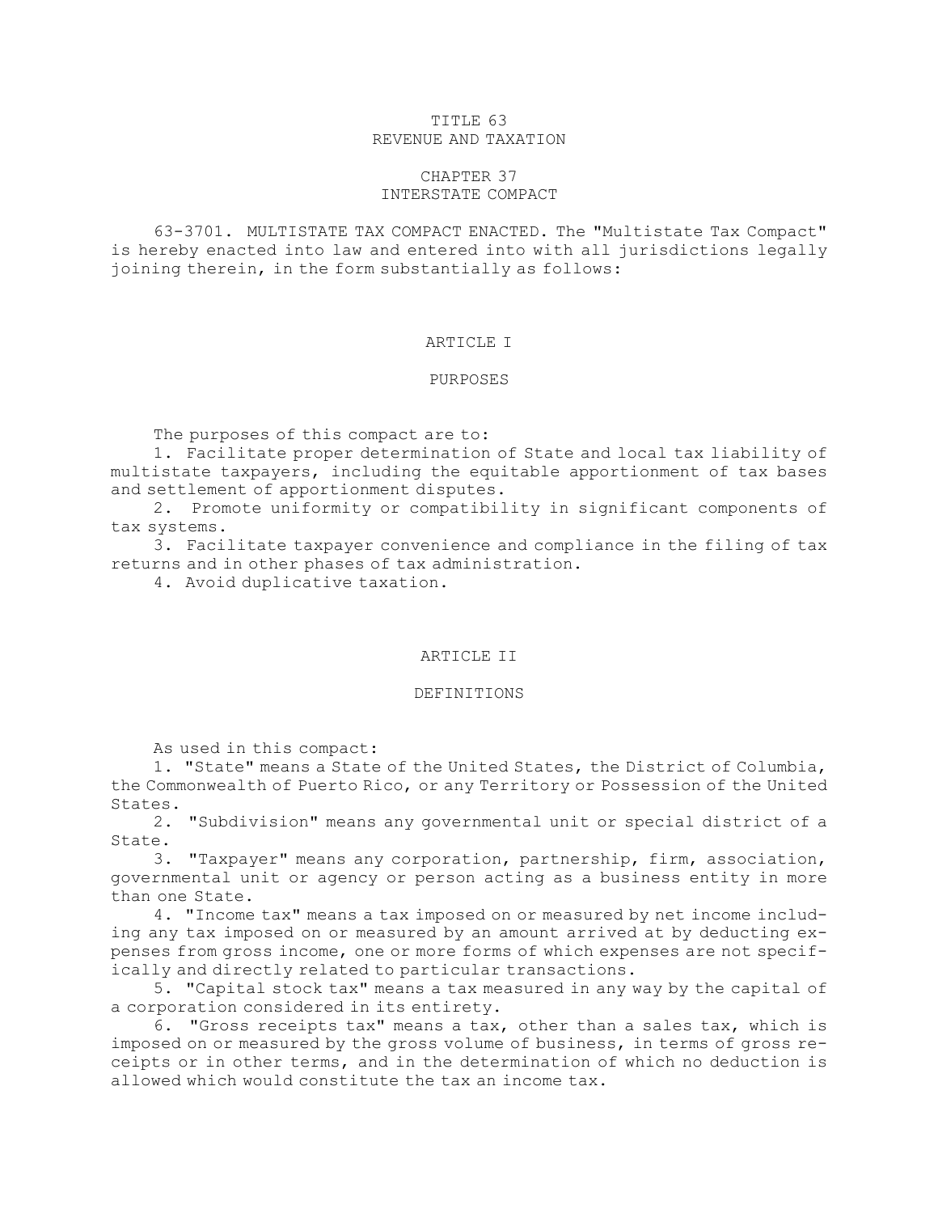# TITLE 63
# REVENUE AND TAXATION

## CHAPTER 37
## INTERSTATE COMPACT

63-3701. MULTISTATE TAX COMPACT ENACTED. The "Multistate Tax Compact" is hereby enacted into law and entered into with all jurisdictions legally joining therein, in the form substantially as follows:

### ARTICLE I

### PURPOSES

The purposes of this compact are to:

1. Facilitate proper determination of State and local tax liability of multistate taxpayers, including the equitable apportionment of tax bases and settlement of apportionment disputes.
2. Promote uniformity or compatibility in significant components of tax systems.
3. Facilitate taxpayer convenience and compliance in the filing of tax returns and in other phases of tax administration.
4. Avoid duplicative taxation.

### ARTICLE II

### DEFINITIONS

As used in this compact:

1. "State" means a State of the United States, the District of Columbia, the Commonwealth of Puerto Rico, or any Territory or Possession of the United States.
2. "Subdivision" means any governmental unit or special district of a State.
3. "Taxpayer" means any corporation, partnership, firm, association, governmental unit or agency or person acting as a business entity in more than one State.
4. "Income tax" means a tax imposed on or measured by net income including any tax imposed on or measured by an amount arrived at by deducting expenses from gross income, one or more forms of which expenses are not specifically and directly related to particular transactions.
5. "Capital stock tax" means a tax measured in any way by the capital of a corporation considered in its entirety.
6. "Gross receipts tax" means a tax, other than a sales tax, which is imposed on or measured by the gross volume of business, in terms of gross receipts or in other terms, and in the determination of which no deduction is allowed which would constitute the tax an income tax.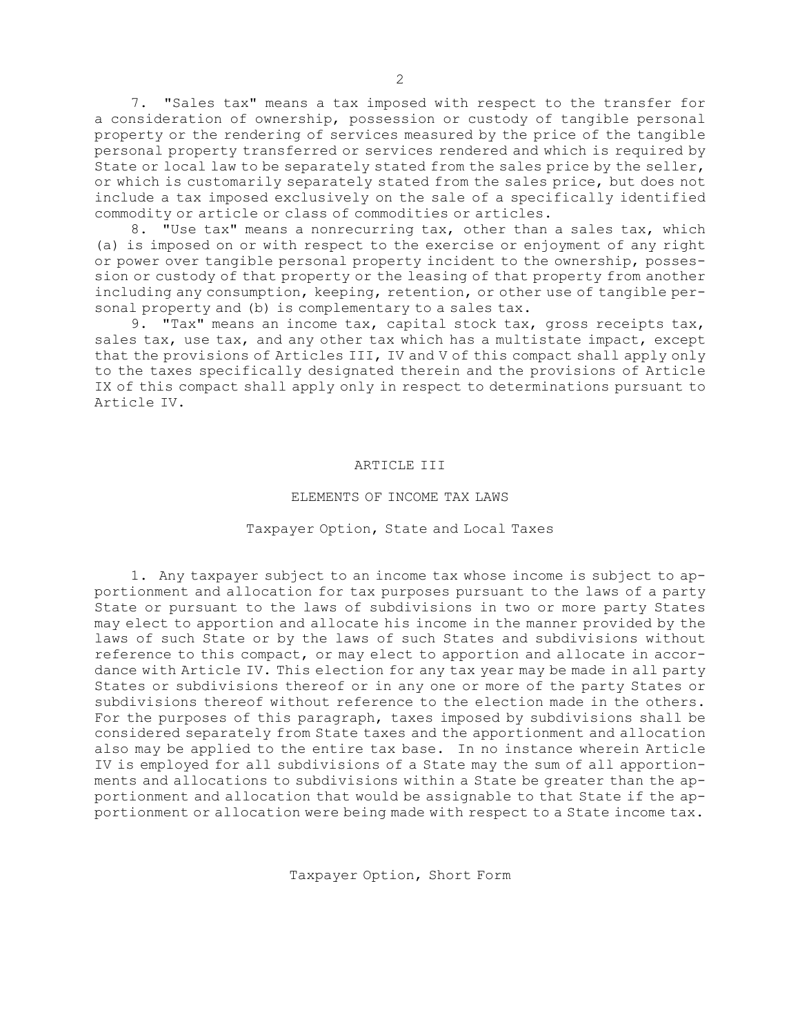7. "Sales tax" means a tax imposed with respect to the transfer for a consideration of ownership, possession or custody of tangible personal property or the rendering of services measured by the price of the tangible personal property transferred or services rendered and which is required by State or local law to be separately stated from the sales price by the seller, or which is customarily separately stated from the sales price, but does not include a tax imposed exclusively on the sale of a specifically identified commodity or article or class of commodities or articles.

8. "Use tax" means a nonrecurring tax, other than a sales tax, which (a) is imposed on or with respect to the exercise or enjoyment of any right or power over tangible personal property incident to the ownership, possession or custody of that property or the leasing of that property from another including any consumption, keeping, retention, or other use of tangible personal property and (b) is complementary to a sales tax.

9. "Tax" means an income tax, capital stock tax, gross receipts tax, sales tax, use tax, and any other tax which has a multistate impact, except that the provisions of Articles III, IV and V of this compact shall apply only to the taxes specifically designated therein and the provisions of Article IX of this compact shall apply only in respect to determinations pursuant to Article IV.

## ARTICLE III

## ELEMENTS OF INCOME TAX LAWS

### Taxpayer Option, State and Local Taxes

1. Any taxpayer subject to an income tax whose income is subject to apportionment and allocation for tax purposes pursuant to the laws of a party State or pursuant to the laws of subdivisions in two or more party States may elect to apportion and allocate his income in the manner provided by the laws of such State or by the laws of such States and subdivisions without reference to this compact, or may elect to apportion and allocate in accordance with Article IV. This election for any tax year may be made in all party States or subdivisions thereof or in any one or more of the party States or subdivisions thereof without reference to the election made in the others. For the purposes of this paragraph, taxes imposed by subdivisions shall be considered separately from State taxes and the apportionment and allocation also may be applied to the entire tax base. In no instance wherein Article IV is employed for all subdivisions of a State may the sum of all apportionments and allocations to subdivisions within a State be greater than the apportionment and allocation that would be assignable to that State if the apportionment or allocation were being made with respect to a State income tax.

### Taxpayer Option, Short Form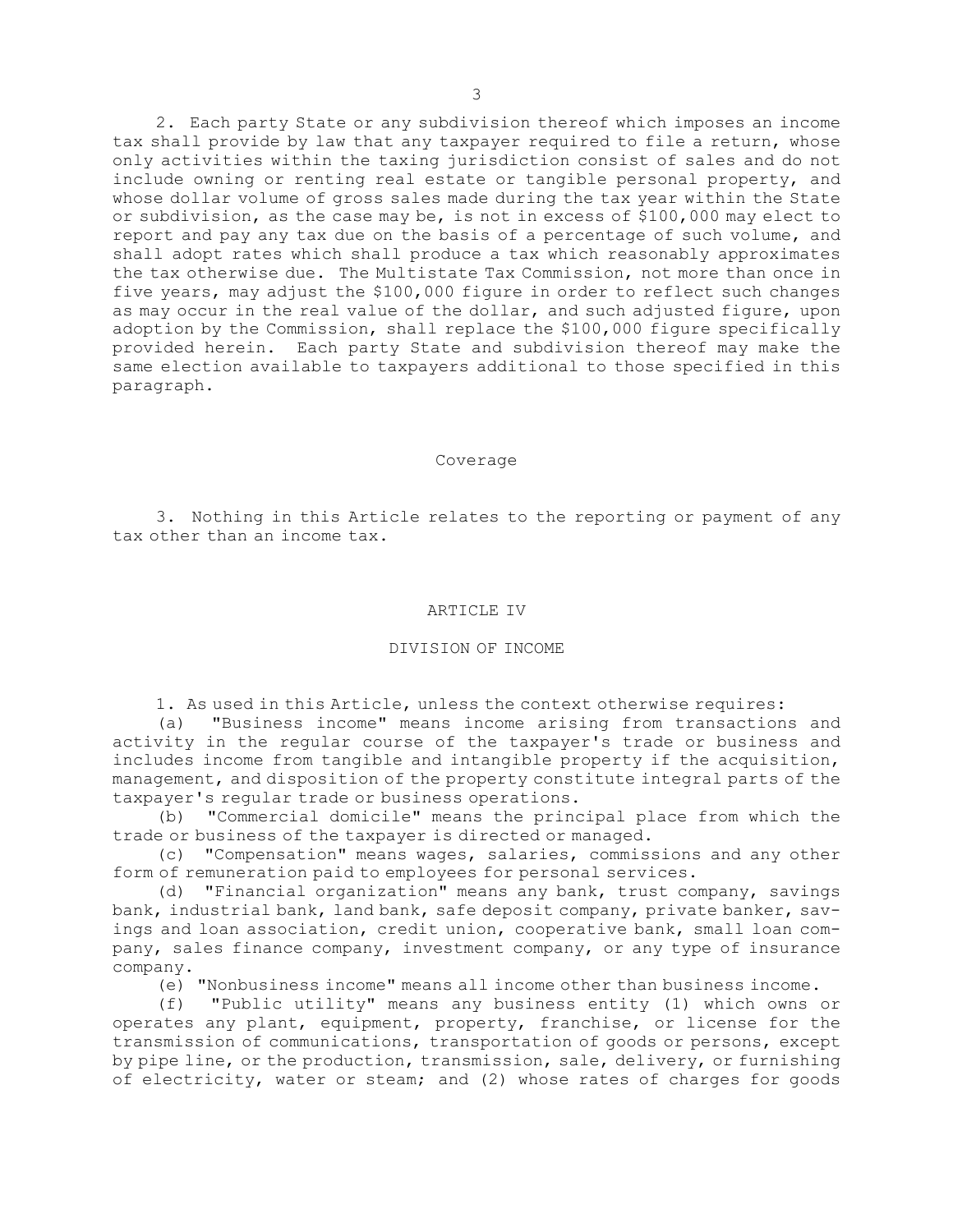2. Each party State or any subdivision thereof which imposes an income tax shall provide by law that any taxpayer required to file a return, whose only activities within the taxing jurisdiction consist of sales and do not include owning or renting real estate or tangible personal property, and whose dollar volume of gross sales made during the tax year within the State or subdivision, as the case may be, is not in excess of $100,000 may elect to report and pay any tax due on the basis of a percentage of such volume, and shall adopt rates which shall produce a tax which reasonably approximates the tax otherwise due. The Multistate Tax Commission, not more than once in five years, may adjust the $100,000 figure in order to reflect such changes as may occur in the real value of the dollar, and such adjusted figure, upon adoption by the Commission, shall replace the $100,000 figure specifically provided herein. Each party State and subdivision thereof may make the same election available to taxpayers additional to those specified in this paragraph.

### Coverage

3. Nothing in this Article relates to the reporting or payment of any tax other than an income tax.

## ARTICLE IV

## DIVISION OF INCOME

1. As used in this Article, unless the context otherwise requires:

(a) "Business income" means income arising from transactions and activity in the regular course of the taxpayer's trade or business and includes income from tangible and intangible property if the acquisition, management, and disposition of the property constitute integral parts of the taxpayer's regular trade or business operations.

(b) "Commercial domicile" means the principal place from which the trade or business of the taxpayer is directed or managed.

(c) "Compensation" means wages, salaries, commissions and any other form of remuneration paid to employees for personal services.

(d) "Financial organization" means any bank, trust company, savings bank, industrial bank, land bank, safe deposit company, private banker, savings and loan association, credit union, cooperative bank, small loan company, sales finance company, investment company, or any type of insurance company.

(e) "Nonbusiness income" means all income other than business income.

(f) "Public utility" means any business entity (1) which owns or operates any plant, equipment, property, franchise, or license for the transmission of communications, transportation of goods or persons, except by pipe line, or the production, transmission, sale, delivery, or furnishing of electricity, water or steam; and (2) whose rates of charges for goods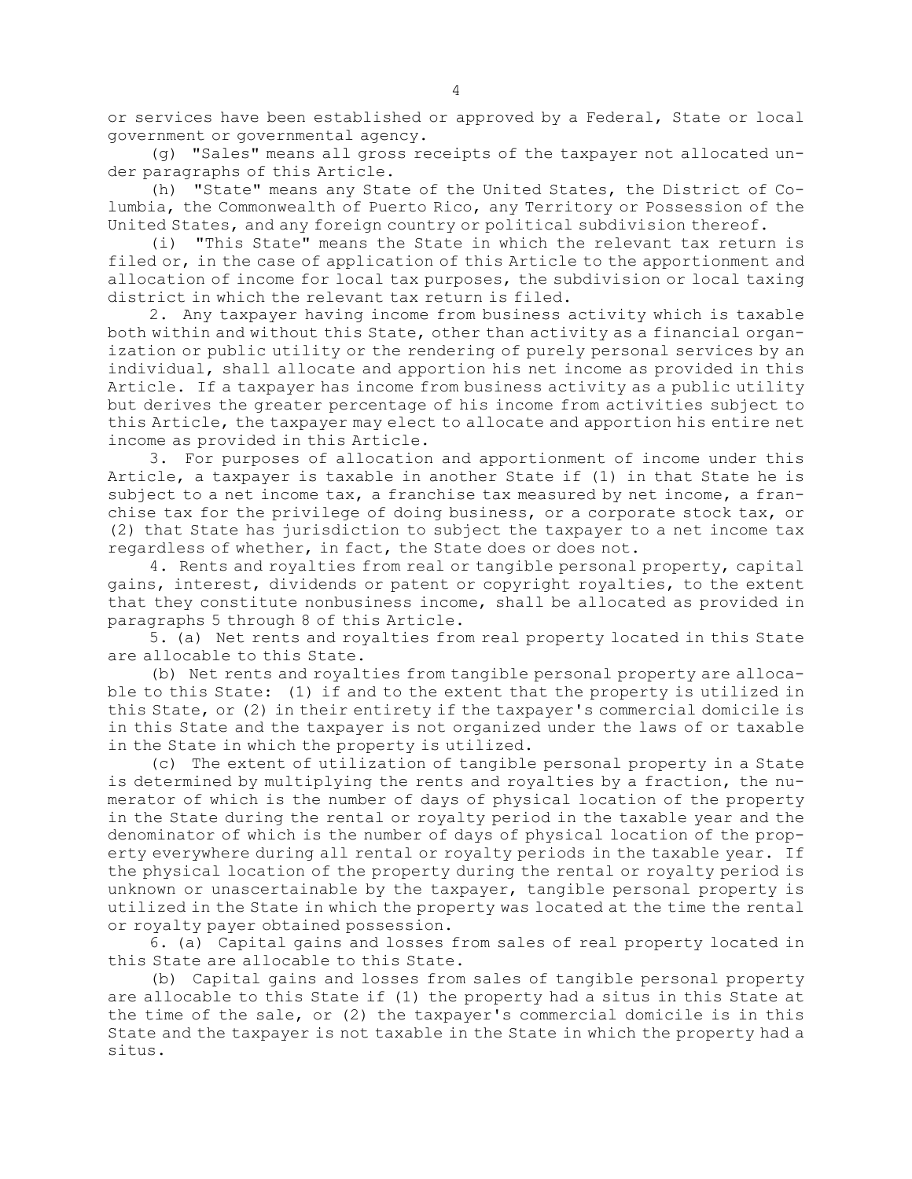or services have been established or approved by a Federal, State or local government or governmental agency.

(g) "Sales" means all gross receipts of the taxpayer not allocated under paragraphs of this Article.

(h) "State" means any State of the United States, the District of Columbia, the Commonwealth of Puerto Rico, any Territory or Possession of the United States, and any foreign country or political subdivision thereof.

(i) "This State" means the State in which the relevant tax return is filed or, in the case of application of this Article to the apportionment and allocation of income for local tax purposes, the subdivision or local taxing district in which the relevant tax return is filed.

2. Any taxpayer having income from business activity which is taxable both within and without this State, other than activity as a financial organization or public utility or the rendering of purely personal services by an individual, shall allocate and apportion his net income as provided in this Article. If a taxpayer has income from business activity as a public utility but derives the greater percentage of his income from activities subject to this Article, the taxpayer may elect to allocate and apportion his entire net income as provided in this Article.

3. For purposes of allocation and apportionment of income under this Article, a taxpayer is taxable in another State if (1) in that State he is subject to a net income tax, a franchise tax measured by net income, a franchise tax for the privilege of doing business, or a corporate stock tax, or (2) that State has jurisdiction to subject the taxpayer to a net income tax regardless of whether, in fact, the State does or does not.

4. Rents and royalties from real or tangible personal property, capital gains, interest, dividends or patent or copyright royalties, to the extent that they constitute nonbusiness income, shall be allocated as provided in paragraphs 5 through 8 of this Article.

5. (a) Net rents and royalties from real property located in this State are allocable to this State.

(b) Net rents and royalties from tangible personal property are allocable to this State: (1) if and to the extent that the property is utilized in this State, or (2) in their entirety if the taxpayer's commercial domicile is in this State and the taxpayer is not organized under the laws of or taxable in the State in which the property is utilized.

(c) The extent of utilization of tangible personal property in a State is determined by multiplying the rents and royalties by a fraction, the numerator of which is the number of days of physical location of the property in the State during the rental or royalty period in the taxable year and the denominator of which is the number of days of physical location of the property everywhere during all rental or royalty periods in the taxable year. If the physical location of the property during the rental or royalty period is unknown or unascertainable by the taxpayer, tangible personal property is utilized in the State in which the property was located at the time the rental or royalty payer obtained possession.

6. (a) Capital gains and losses from sales of real property located in this State are allocable to this State.

(b) Capital gains and losses from sales of tangible personal property are allocable to this State if (1) the property had a situs in this State at the time of the sale, or (2) the taxpayer's commercial domicile is in this State and the taxpayer is not taxable in the State in which the property had a situs.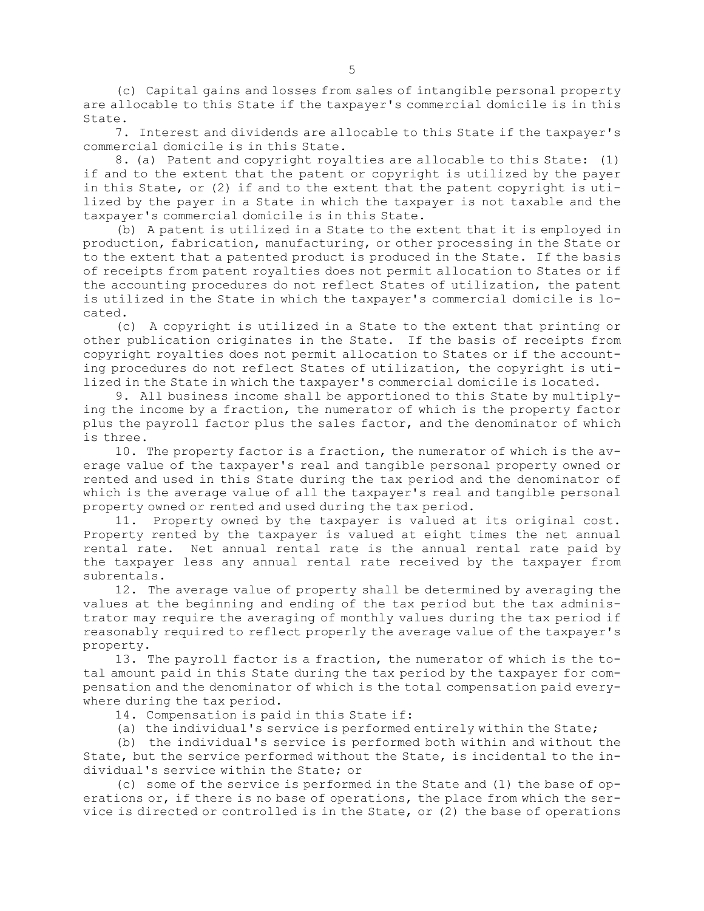(c) Capital gains and losses from sales of intangible personal property are allocable to this State if the taxpayer's commercial domicile is in this State.

7. Interest and dividends are allocable to this State if the taxpayer's commercial domicile is in this State.

8. (a) Patent and copyright royalties are allocable to this State: (1) if and to the extent that the patent or copyright is utilized by the payer in this State, or (2) if and to the extent that the patent copyright is utilized by the payer in a State in which the taxpayer is not taxable and the taxpayer's commercial domicile is in this State.

(b) A patent is utilized in a State to the extent that it is employed in production, fabrication, manufacturing, or other processing in the State or to the extent that a patented product is produced in the State. If the basis of receipts from patent royalties does not permit allocation to States or if the accounting procedures do not reflect States of utilization, the patent is utilized in the State in which the taxpayer's commercial domicile is located.

(c) A copyright is utilized in a State to the extent that printing or other publication originates in the State. If the basis of receipts from copyright royalties does not permit allocation to States or if the accounting procedures do not reflect States of utilization, the copyright is utilized in the State in which the taxpayer's commercial domicile is located.

9. All business income shall be apportioned to this State by multiplying the income by a fraction, the numerator of which is the property factor plus the payroll factor plus the sales factor, and the denominator of which is three.

10. The property factor is a fraction, the numerator of which is the average value of the taxpayer's real and tangible personal property owned or rented and used in this State during the tax period and the denominator of which is the average value of all the taxpayer's real and tangible personal property owned or rented and used during the tax period.

11. Property owned by the taxpayer is valued at its original cost. Property rented by the taxpayer is valued at eight times the net annual rental rate. Net annual rental rate is the annual rental rate paid by the taxpayer less any annual rental rate received by the taxpayer from subrentals.

12. The average value of property shall be determined by averaging the values at the beginning and ending of the tax period but the tax administrator may require the averaging of monthly values during the tax period if reasonably required to reflect properly the average value of the taxpayer's property.

13. The payroll factor is a fraction, the numerator of which is the total amount paid in this State during the tax period by the taxpayer for compensation and the denominator of which is the total compensation paid everywhere during the tax period.

14. Compensation is paid in this State if:

(a) the individual's service is performed entirely within the State;

(b) the individual's service is performed both within and without the State, but the service performed without the State, is incidental to the individual's service within the State; or

(c) some of the service is performed in the State and (1) the base of operations or, if there is no base of operations, the place from which the service is directed or controlled is in the State, or (2) the base of operations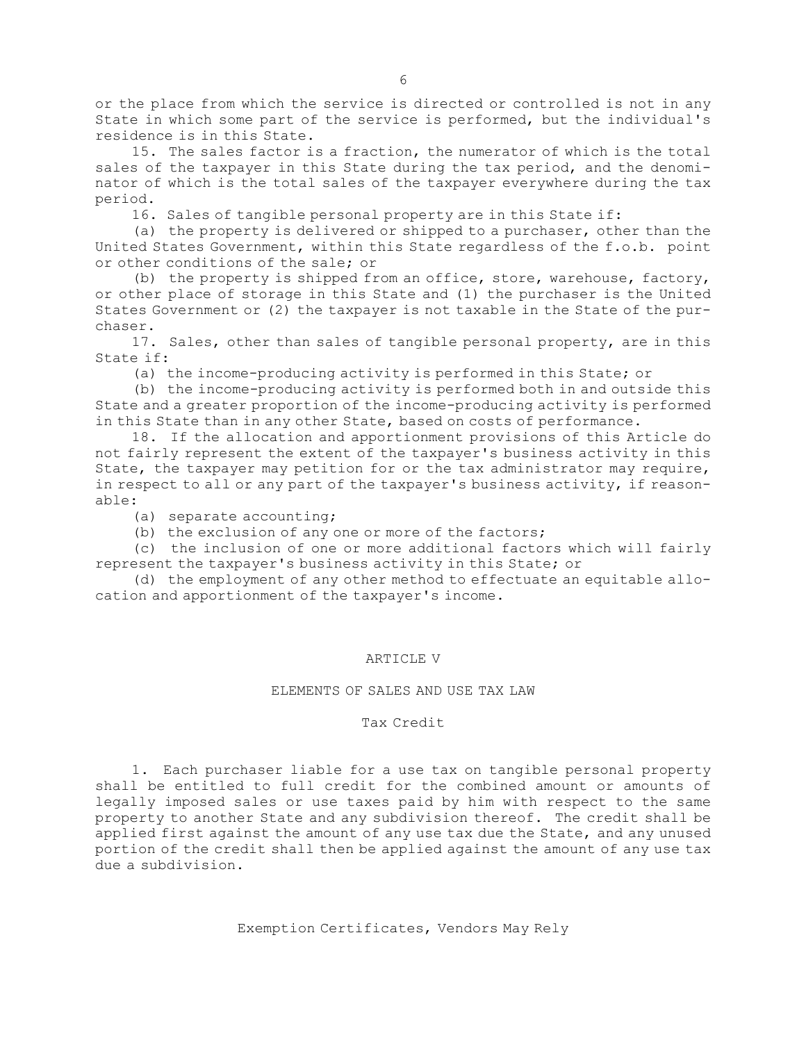or the place from which the service is directed or controlled is not in any State in which some part of the service is performed, but the individual's residence is in this State.

15. The sales factor is a fraction, the numerator of which is the total sales of the taxpayer in this State during the tax period, and the denominator of which is the total sales of the taxpayer everywhere during the tax period.

16. Sales of tangible personal property are in this State if:

(a) the property is delivered or shipped to a purchaser, other than the United States Government, within this State regardless of the f.o.b. point or other conditions of the sale; or

(b) the property is shipped from an office, store, warehouse, factory, or other place of storage in this State and (1) the purchaser is the United States Government or (2) the taxpayer is not taxable in the State of the purchaser.

17. Sales, other than sales of tangible personal property, are in this State if:

(a) the income-producing activity is performed in this State; or

(b) the income-producing activity is performed both in and outside this State and a greater proportion of the income-producing activity is performed in this State than in any other State, based on costs of performance.

18. If the allocation and apportionment provisions of this Article do not fairly represent the extent of the taxpayer's business activity in this State, the taxpayer may petition for or the tax administrator may require, in respect to all or any part of the taxpayer's business activity, if reasonable:

(a) separate accounting;

(b) the exclusion of any one or more of the factors;

(c) the inclusion of one or more additional factors which will fairly represent the taxpayer's business activity in this State; or

(d) the employment of any other method to effectuate an equitable allocation and apportionment of the taxpayer's income.

## ARTICLE V

## ELEMENTS OF SALES AND USE TAX LAW

### Tax Credit

1. Each purchaser liable for a use tax on tangible personal property shall be entitled to full credit for the combined amount or amounts of legally imposed sales or use taxes paid by him with respect to the same property to another State and any subdivision thereof. The credit shall be applied first against the amount of any use tax due the State, and any unused portion of the credit shall then be applied against the amount of any use tax due a subdivision.

### Exemption Certificates, Vendors May Rely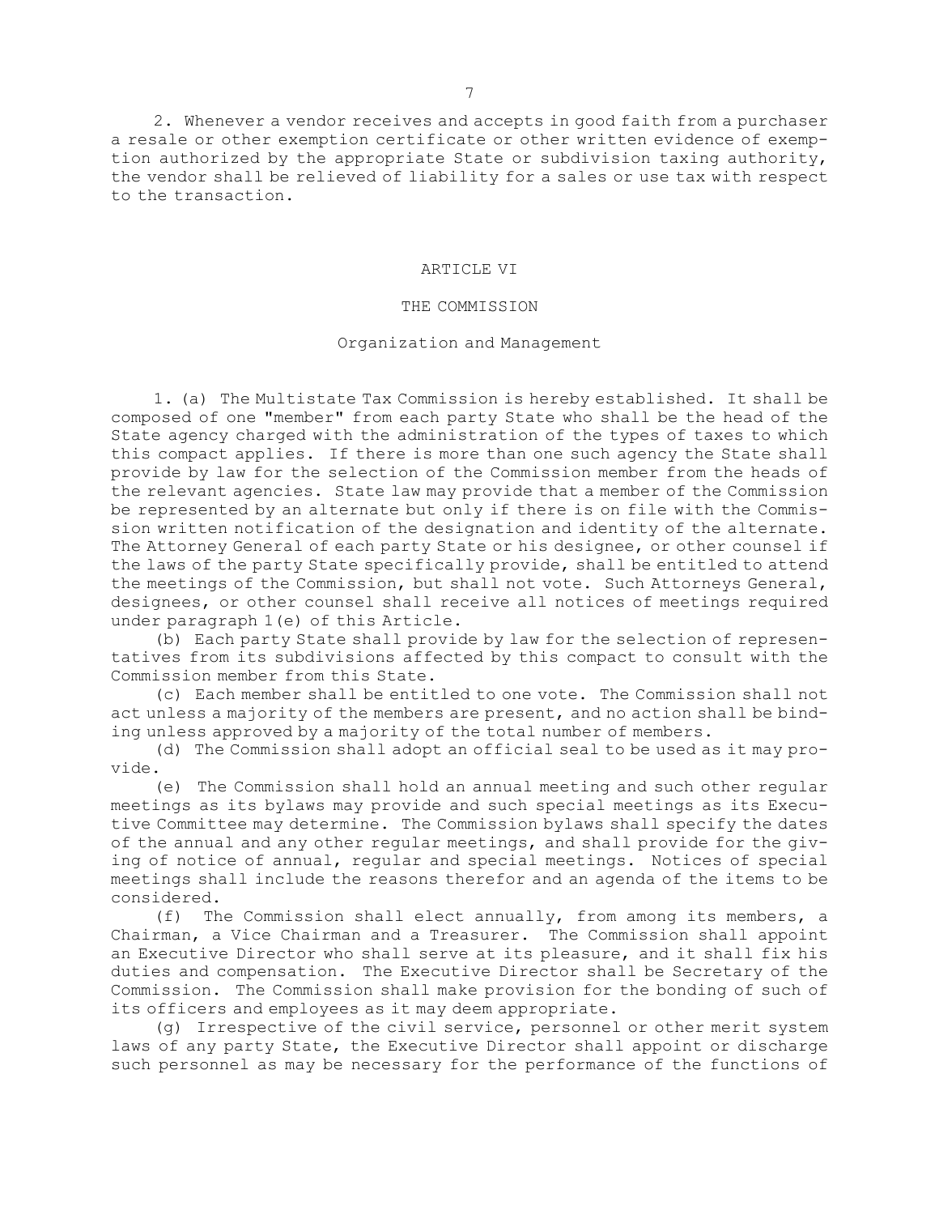2. Whenever a vendor receives and accepts in good faith from a purchaser a resale or other exemption certificate or other written evidence of exemption authorized by the appropriate State or subdivision taxing authority, the vendor shall be relieved of liability for a sales or use tax with respect to the transaction.

## ARTICLE VI

## THE COMMISSION

### Organization and Management

1. (a) The Multistate Tax Commission is hereby established. It shall be composed of one "member" from each party State who shall be the head of the State agency charged with the administration of the types of taxes to which this compact applies. If there is more than one such agency the State shall provide by law for the selection of the Commission member from the heads of the relevant agencies. State law may provide that a member of the Commission be represented by an alternate but only if there is on file with the Commission written notification of the designation and identity of the alternate. The Attorney General of each party State or his designee, or other counsel if the laws of the party State specifically provide, shall be entitled to attend the meetings of the Commission, but shall not vote. Such Attorneys General, designees, or other counsel shall receive all notices of meetings required under paragraph 1(e) of this Article.

(b) Each party State shall provide by law for the selection of representatives from its subdivisions affected by this compact to consult with the Commission member from this State.

(c) Each member shall be entitled to one vote. The Commission shall not act unless a majority of the members are present, and no action shall be binding unless approved by a majority of the total number of members.

(d) The Commission shall adopt an official seal to be used as it may provide.

(e) The Commission shall hold an annual meeting and such other regular meetings as its bylaws may provide and such special meetings as its Executive Committee may determine. The Commission bylaws shall specify the dates of the annual and any other regular meetings, and shall provide for the giving of notice of annual, regular and special meetings. Notices of special meetings shall include the reasons therefor and an agenda of the items to be considered.

(f) The Commission shall elect annually, from among its members, a Chairman, a Vice Chairman and a Treasurer. The Commission shall appoint an Executive Director who shall serve at its pleasure, and it shall fix his duties and compensation. The Executive Director shall be Secretary of the Commission. The Commission shall make provision for the bonding of such of its officers and employees as it may deem appropriate.

(g) Irrespective of the civil service, personnel or other merit system laws of any party State, the Executive Director shall appoint or discharge such personnel as may be necessary for the performance of the functions of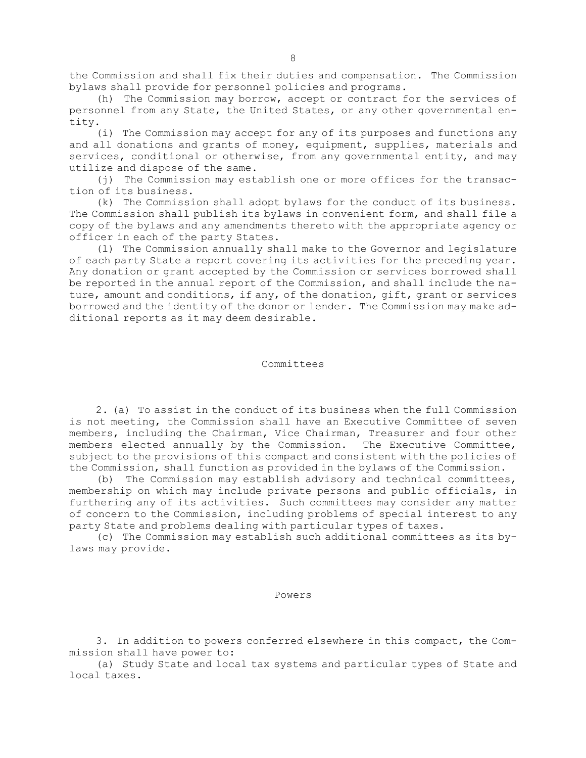the Commission and shall fix their duties and compensation. The Commission bylaws shall provide for personnel policies and programs.

(h) The Commission may borrow, accept or contract for the services of personnel from any State, the United States, or any other governmental entity.

(i) The Commission may accept for any of its purposes and functions any and all donations and grants of money, equipment, supplies, materials and services, conditional or otherwise, from any governmental entity, and may utilize and dispose of the same.

(j) The Commission may establish one or more offices for the transaction of its business.

(k) The Commission shall adopt bylaws for the conduct of its business. The Commission shall publish its bylaws in convenient form, and shall file a copy of the bylaws and any amendments thereto with the appropriate agency or officer in each of the party States.

(l) The Commission annually shall make to the Governor and legislature of each party State a report covering its activities for the preceding year. Any donation or grant accepted by the Commission or services borrowed shall be reported in the annual report of the Commission, and shall include the nature, amount and conditions, if any, of the donation, gift, grant or services borrowed and the identity of the donor or lender. The Commission may make additional reports as it may deem desirable.

## Committees

2. (a) To assist in the conduct of its business when the full Commission is not meeting, the Commission shall have an Executive Committee of seven members, including the Chairman, Vice Chairman, Treasurer and four other members elected annually by the Commission. The Executive Committee, subject to the provisions of this compact and consistent with the policies of the Commission, shall function as provided in the bylaws of the Commission.

(b) The Commission may establish advisory and technical committees, membership on which may include private persons and public officials, in furthering any of its activities. Such committees may consider any matter of concern to the Commission, including problems of special interest to any party State and problems dealing with particular types of taxes.

(c) The Commission may establish such additional committees as its bylaws may provide.

## Powers

3. In addition to powers conferred elsewhere in this compact, the Commission shall have power to:

(a) Study State and local tax systems and particular types of State and local taxes.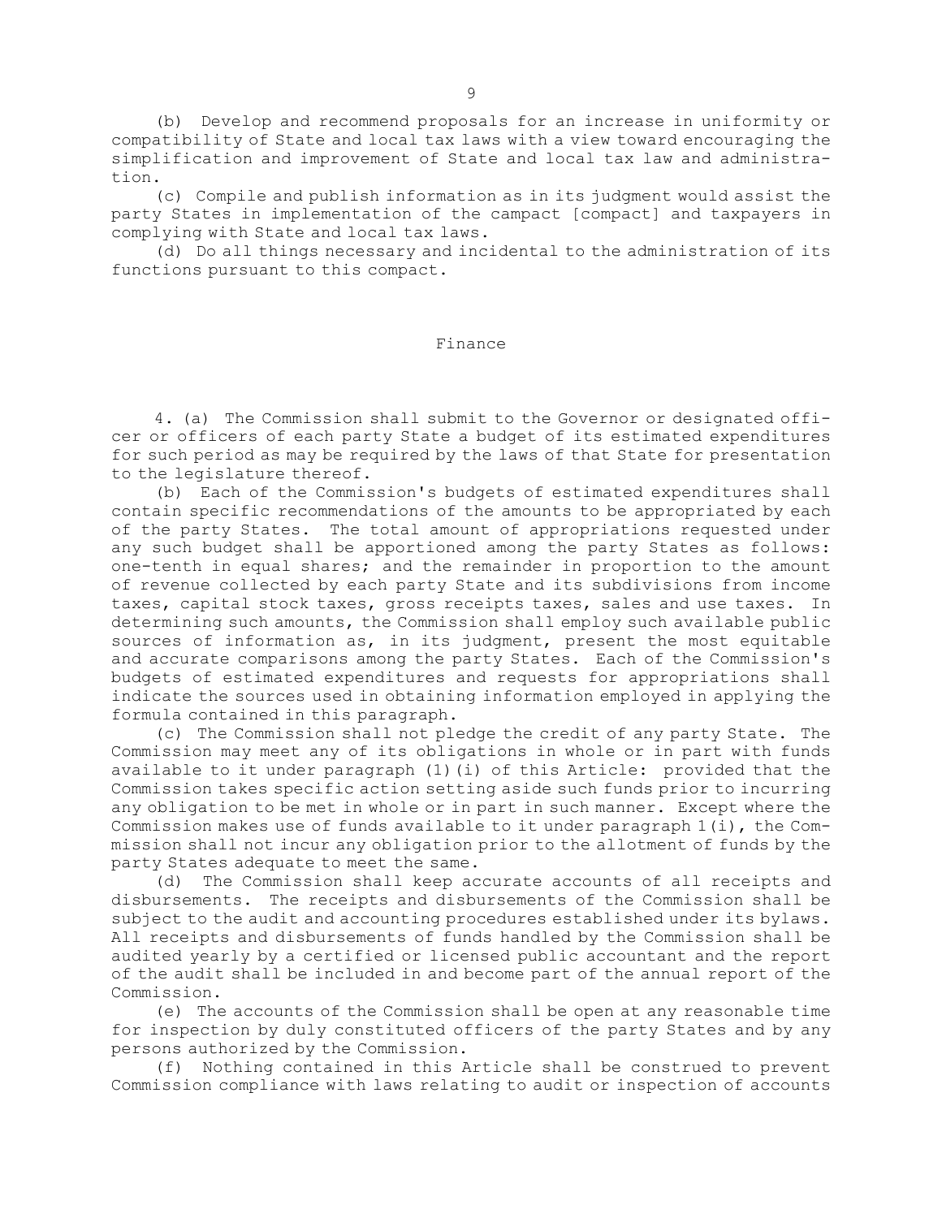(b) Develop and recommend proposals for an increase in uniformity or compatibility of State and local tax laws with a view toward encouraging the simplification and improvement of State and local tax law and administration.

(c) Compile and publish information as in its judgment would assist the party States in implementation of the campact [compact] and taxpayers in complying with State and local tax laws.

(d) Do all things necessary and incidental to the administration of its functions pursuant to this compact.

## Finance

4. (a) The Commission shall submit to the Governor or designated officer or officers of each party State a budget of its estimated expenditures for such period as may be required by the laws of that State for presentation to the legislature thereof.

(b) Each of the Commission's budgets of estimated expenditures shall contain specific recommendations of the amounts to be appropriated by each of the party States. The total amount of appropriations requested under any such budget shall be apportioned among the party States as follows: one-tenth in equal shares; and the remainder in proportion to the amount of revenue collected by each party State and its subdivisions from income taxes, capital stock taxes, gross receipts taxes, sales and use taxes. In determining such amounts, the Commission shall employ such available public sources of information as, in its judgment, present the most equitable and accurate comparisons among the party States. Each of the Commission's budgets of estimated expenditures and requests for appropriations shall indicate the sources used in obtaining information employed in applying the formula contained in this paragraph.

(c) The Commission shall not pledge the credit of any party State. The Commission may meet any of its obligations in whole or in part with funds available to it under paragraph (1)(i) of this Article: provided that the Commission takes specific action setting aside such funds prior to incurring any obligation to be met in whole or in part in such manner. Except where the Commission makes use of funds available to it under paragraph 1(i), the Commission shall not incur any obligation prior to the allotment of funds by the party States adequate to meet the same.

(d) The Commission shall keep accurate accounts of all receipts and disbursements. The receipts and disbursements of the Commission shall be subject to the audit and accounting procedures established under its bylaws. All receipts and disbursements of funds handled by the Commission shall be audited yearly by a certified or licensed public accountant and the report of the audit shall be included in and become part of the annual report of the Commission.

(e) The accounts of the Commission shall be open at any reasonable time for inspection by duly constituted officers of the party States and by any persons authorized by the Commission.

(f) Nothing contained in this Article shall be construed to prevent Commission compliance with laws relating to audit or inspection of accounts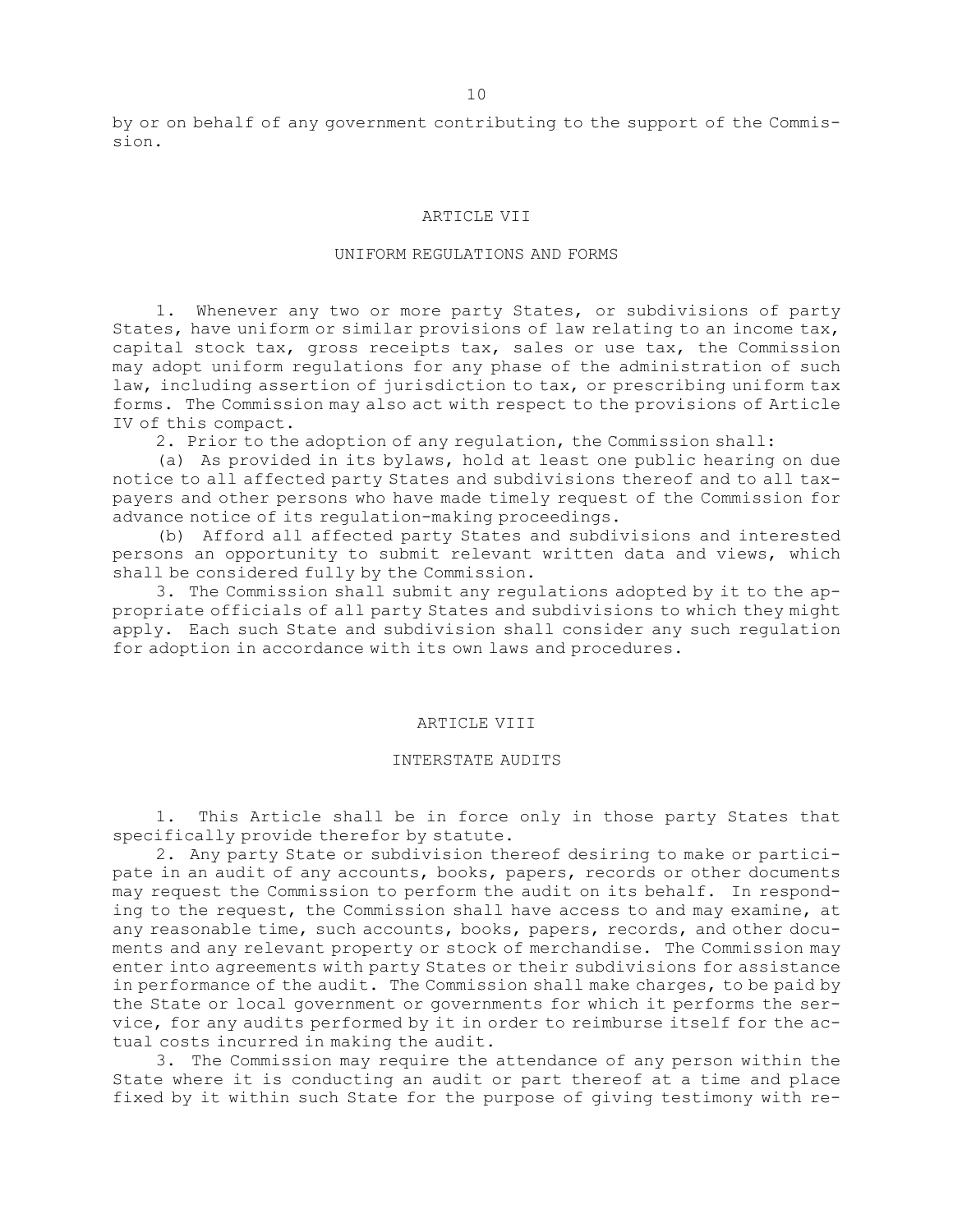by or on behalf of any government contributing to the support of the Commission.

## ARTICLE VII

## UNIFORM REGULATIONS AND FORMS

1. Whenever any two or more party States, or subdivisions of party States, have uniform or similar provisions of law relating to an income tax, capital stock tax, gross receipts tax, sales or use tax, the Commission may adopt uniform regulations for any phase of the administration of such law, including assertion of jurisdiction to tax, or prescribing uniform tax forms. The Commission may also act with respect to the provisions of Article IV of this compact.

2. Prior to the adoption of any regulation, the Commission shall:

(a) As provided in its bylaws, hold at least one public hearing on due notice to all affected party States and subdivisions thereof and to all taxpayers and other persons who have made timely request of the Commission for advance notice of its regulation-making proceedings.

(b) Afford all affected party States and subdivisions and interested persons an opportunity to submit relevant written data and views, which shall be considered fully by the Commission.

3. The Commission shall submit any regulations adopted by it to the appropriate officials of all party States and subdivisions to which they might apply. Each such State and subdivision shall consider any such regulation for adoption in accordance with its own laws and procedures.

## ARTICLE VIII

## INTERSTATE AUDITS

1. This Article shall be in force only in those party States that specifically provide therefor by statute.

2. Any party State or subdivision thereof desiring to make or participate in an audit of any accounts, books, papers, records or other documents may request the Commission to perform the audit on its behalf. In responding to the request, the Commission shall have access to and may examine, at any reasonable time, such accounts, books, papers, records, and other documents and any relevant property or stock of merchandise. The Commission may enter into agreements with party States or their subdivisions for assistance in performance of the audit. The Commission shall make charges, to be paid by the State or local government or governments for which it performs the service, for any audits performed by it in order to reimburse itself for the actual costs incurred in making the audit.

3. The Commission may require the attendance of any person within the State where it is conducting an audit or part thereof at a time and place fixed by it within such State for the purpose of giving testimony with re-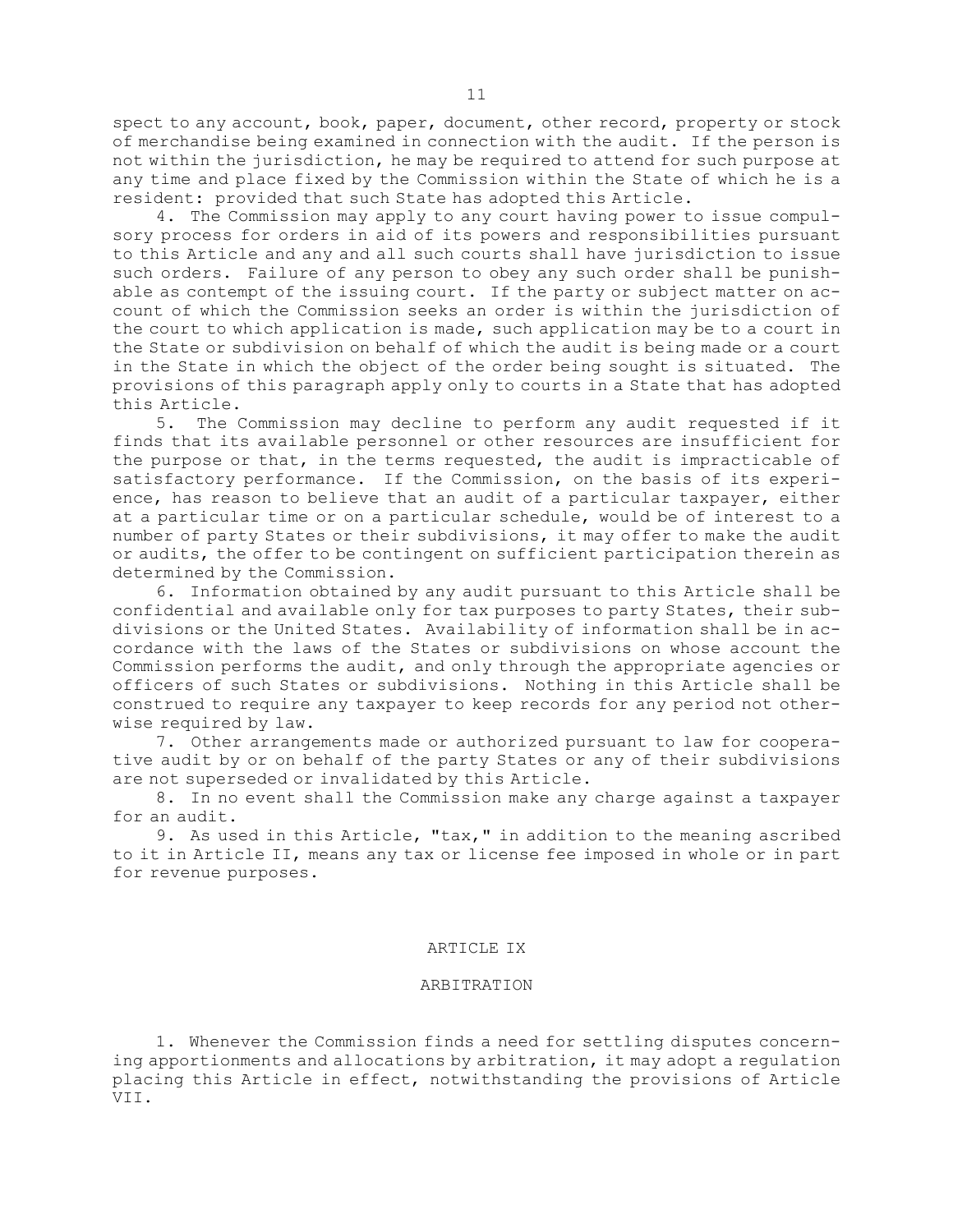spect to any account, book, paper, document, other record, property or stock of merchandise being examined in connection with the audit. If the person is not within the jurisdiction, he may be required to attend for such purpose at any time and place fixed by the Commission within the State of which he is a resident: provided that such State has adopted this Article.

4. The Commission may apply to any court having power to issue compulsory process for orders in aid of its powers and responsibilities pursuant to this Article and any and all such courts shall have jurisdiction to issue such orders. Failure of any person to obey any such order shall be punishable as contempt of the issuing court. If the party or subject matter on account of which the Commission seeks an order is within the jurisdiction of the court to which application is made, such application may be to a court in the State or subdivision on behalf of which the audit is being made or a court in the State in which the object of the order being sought is situated. The provisions of this paragraph apply only to courts in a State that has adopted this Article.

5. The Commission may decline to perform any audit requested if it finds that its available personnel or other resources are insufficient for the purpose or that, in the terms requested, the audit is impracticable of satisfactory performance. If the Commission, on the basis of its experience, has reason to believe that an audit of a particular taxpayer, either at a particular time or on a particular schedule, would be of interest to a number of party States or their subdivisions, it may offer to make the audit or audits, the offer to be contingent on sufficient participation therein as determined by the Commission.

6. Information obtained by any audit pursuant to this Article shall be confidential and available only for tax purposes to party States, their subdivisions or the United States. Availability of information shall be in accordance with the laws of the States or subdivisions on whose account the Commission performs the audit, and only through the appropriate agencies or officers of such States or subdivisions. Nothing in this Article shall be construed to require any taxpayer to keep records for any period not otherwise required by law.

7. Other arrangements made or authorized pursuant to law for cooperative audit by or on behalf of the party States or any of their subdivisions are not superseded or invalidated by this Article.

8. In no event shall the Commission make any charge against a taxpayer for an audit.

9. As used in this Article, "tax," in addition to the meaning ascribed to it in Article II, means any tax or license fee imposed in whole or in part for revenue purposes.

## ARTICLE IX

## ARBITRATION

1. Whenever the Commission finds a need for settling disputes concerning apportionments and allocations by arbitration, it may adopt a regulation placing this Article in effect, notwithstanding the provisions of Article VII.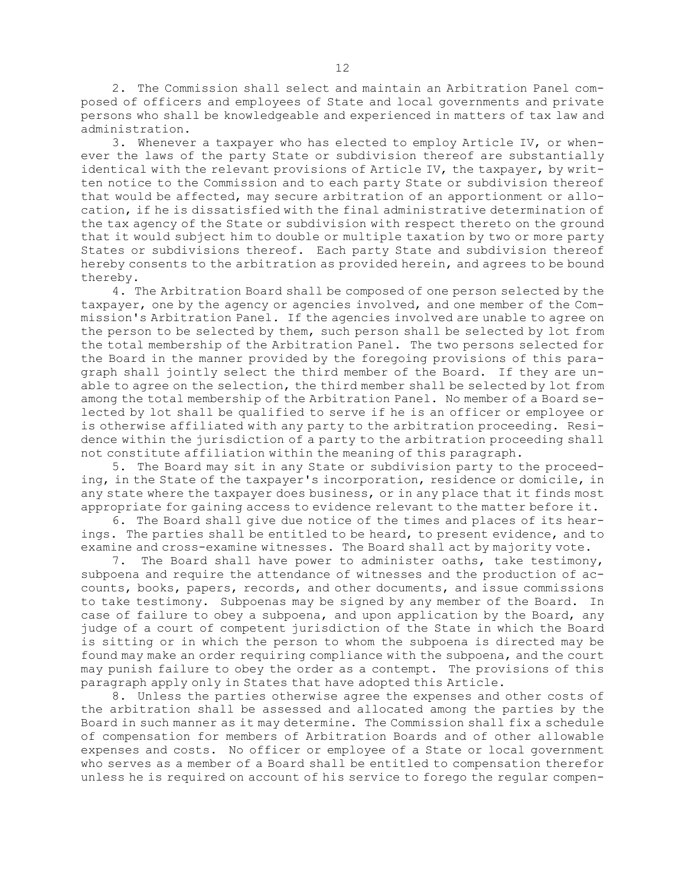2. The Commission shall select and maintain an Arbitration Panel composed of officers and employees of State and local governments and private persons who shall be knowledgeable and experienced in matters of tax law and administration.

3. Whenever a taxpayer who has elected to employ Article IV, or whenever the laws of the party State or subdivision thereof are substantially identical with the relevant provisions of Article IV, the taxpayer, by written notice to the Commission and to each party State or subdivision thereof that would be affected, may secure arbitration of an apportionment or allocation, if he is dissatisfied with the final administrative determination of the tax agency of the State or subdivision with respect thereto on the ground that it would subject him to double or multiple taxation by two or more party States or subdivisions thereof. Each party State and subdivision thereof hereby consents to the arbitration as provided herein, and agrees to be bound thereby.

4. The Arbitration Board shall be composed of one person selected by the taxpayer, one by the agency or agencies involved, and one member of the Commission's Arbitration Panel. If the agencies involved are unable to agree on the person to be selected by them, such person shall be selected by lot from the total membership of the Arbitration Panel. The two persons selected for the Board in the manner provided by the foregoing provisions of this paragraph shall jointly select the third member of the Board. If they are unable to agree on the selection, the third member shall be selected by lot from among the total membership of the Arbitration Panel. No member of a Board selected by lot shall be qualified to serve if he is an officer or employee or is otherwise affiliated with any party to the arbitration proceeding. Residence within the jurisdiction of a party to the arbitration proceeding shall not constitute affiliation within the meaning of this paragraph.

5. The Board may sit in any State or subdivision party to the proceeding, in the State of the taxpayer's incorporation, residence or domicile, in any state where the taxpayer does business, or in any place that it finds most appropriate for gaining access to evidence relevant to the matter before it.

6. The Board shall give due notice of the times and places of its hearings. The parties shall be entitled to be heard, to present evidence, and to examine and cross-examine witnesses. The Board shall act by majority vote.

7. The Board shall have power to administer oaths, take testimony, subpoena and require the attendance of witnesses and the production of accounts, books, papers, records, and other documents, and issue commissions to take testimony. Subpoenas may be signed by any member of the Board. In case of failure to obey a subpoena, and upon application by the Board, any judge of a court of competent jurisdiction of the State in which the Board is sitting or in which the person to whom the subpoena is directed may be found may make an order requiring compliance with the subpoena, and the court may punish failure to obey the order as a contempt. The provisions of this paragraph apply only in States that have adopted this Article.

8. Unless the parties otherwise agree the expenses and other costs of the arbitration shall be assessed and allocated among the parties by the Board in such manner as it may determine. The Commission shall fix a schedule of compensation for members of Arbitration Boards and of other allowable expenses and costs. No officer or employee of a State or local government who serves as a member of a Board shall be entitled to compensation therefor unless he is required on account of his service to forego the regular compen-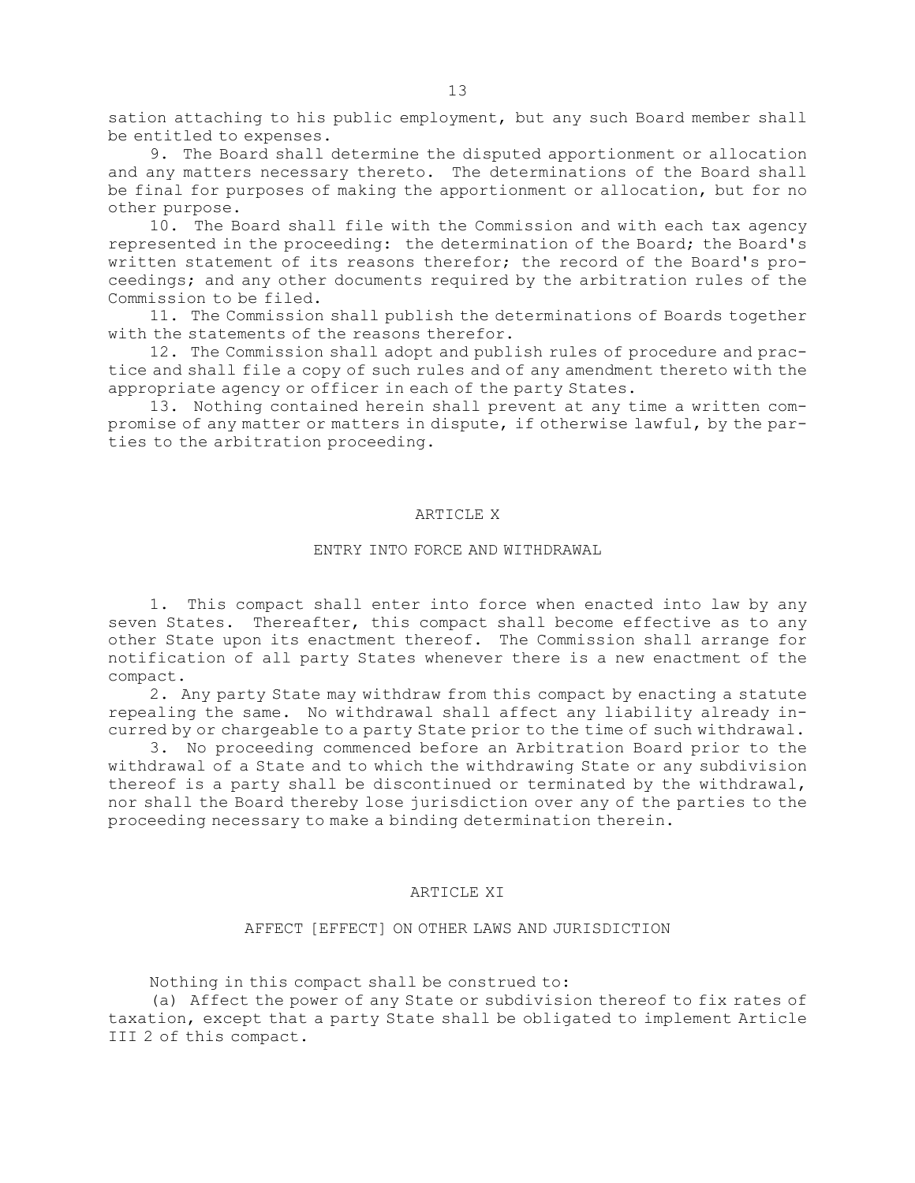sation attaching to his public employment, but any such Board member shall be entitled to expenses.

9. The Board shall determine the disputed apportionment or allocation and any matters necessary thereto. The determinations of the Board shall be final for purposes of making the apportionment or allocation, but for no other purpose.

10. The Board shall file with the Commission and with each tax agency represented in the proceeding: the determination of the Board; the Board's written statement of its reasons therefor; the record of the Board's proceedings; and any other documents required by the arbitration rules of the Commission to be filed.

11. The Commission shall publish the determinations of Boards together with the statements of the reasons therefor.

12. The Commission shall adopt and publish rules of procedure and practice and shall file a copy of such rules and of any amendment thereto with the appropriate agency or officer in each of the party States.

13. Nothing contained herein shall prevent at any time a written compromise of any matter or matters in dispute, if otherwise lawful, by the parties to the arbitration proceeding.

## ARTICLE X

### ENTRY INTO FORCE AND WITHDRAWAL

1. This compact shall enter into force when enacted into law by any seven States. Thereafter, this compact shall become effective as to any other State upon its enactment thereof. The Commission shall arrange for notification of all party States whenever there is a new enactment of the compact.

2. Any party State may withdraw from this compact by enacting a statute repealing the same. No withdrawal shall affect any liability already incurred by or chargeable to a party State prior to the time of such withdrawal.

3. No proceeding commenced before an Arbitration Board prior to the withdrawal of a State and to which the withdrawing State or any subdivision thereof is a party shall be discontinued or terminated by the withdrawal, nor shall the Board thereby lose jurisdiction over any of the parties to the proceeding necessary to make a binding determination therein.

## ARTICLE XI

### AFFECT [EFFECT] ON OTHER LAWS AND JURISDICTION

Nothing in this compact shall be construed to:

(a) Affect the power of any State or subdivision thereof to fix rates of taxation, except that a party State shall be obligated to implement Article III 2 of this compact.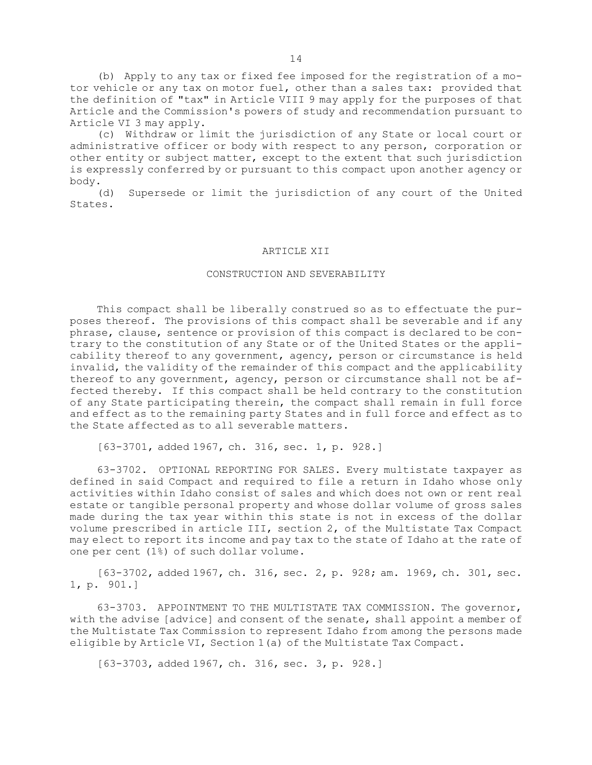(b) Apply to any tax or fixed fee imposed for the registration of a motor vehicle or any tax on motor fuel, other than a sales tax: provided that the definition of "tax" in Article VIII 9 may apply for the purposes of that Article and the Commission's powers of study and recommendation pursuant to Article VI 3 may apply.

(c) Withdraw or limit the jurisdiction of any State or local court or administrative officer or body with respect to any person, corporation or other entity or subject matter, except to the extent that such jurisdiction is expressly conferred by or pursuant to this compact upon another agency or body.

(d) Supersede or limit the jurisdiction of any court of the United States.

ARTICLE XII

CONSTRUCTION AND SEVERABILITY

This compact shall be liberally construed so as to effectuate the purposes thereof. The provisions of this compact shall be severable and if any phrase, clause, sentence or provision of this compact is declared to be contrary to the constitution of any State or of the United States or the applicability thereof to any government, agency, person or circumstance is held invalid, the validity of the remainder of this compact and the applicability thereof to any government, agency, person or circumstance shall not be affected thereby. If this compact shall be held contrary to the constitution of any State participating therein, the compact shall remain in full force and effect as to the remaining party States and in full force and effect as to the State affected as to all severable matters.

[63-3701, added 1967, ch. 316, sec. 1, p. 928.]

63-3702. OPTIONAL REPORTING FOR SALES. Every multistate taxpayer as defined in said Compact and required to file a return in Idaho whose only activities within Idaho consist of sales and which does not own or rent real estate or tangible personal property and whose dollar volume of gross sales made during the tax year within this state is not in excess of the dollar volume prescribed in article III, section 2, of the Multistate Tax Compact may elect to report its income and pay tax to the state of Idaho at the rate of one per cent (1%) of such dollar volume.

[63-3702, added 1967, ch. 316, sec. 2, p. 928; am. 1969, ch. 301, sec. 1, p. 901.]

63-3703. APPOINTMENT TO THE MULTISTATE TAX COMMISSION. The governor, with the advise [advice] and consent of the senate, shall appoint a member of the Multistate Tax Commission to represent Idaho from among the persons made eligible by Article VI, Section 1(a) of the Multistate Tax Compact.

[63-3703, added 1967, ch. 316, sec. 3, p. 928.]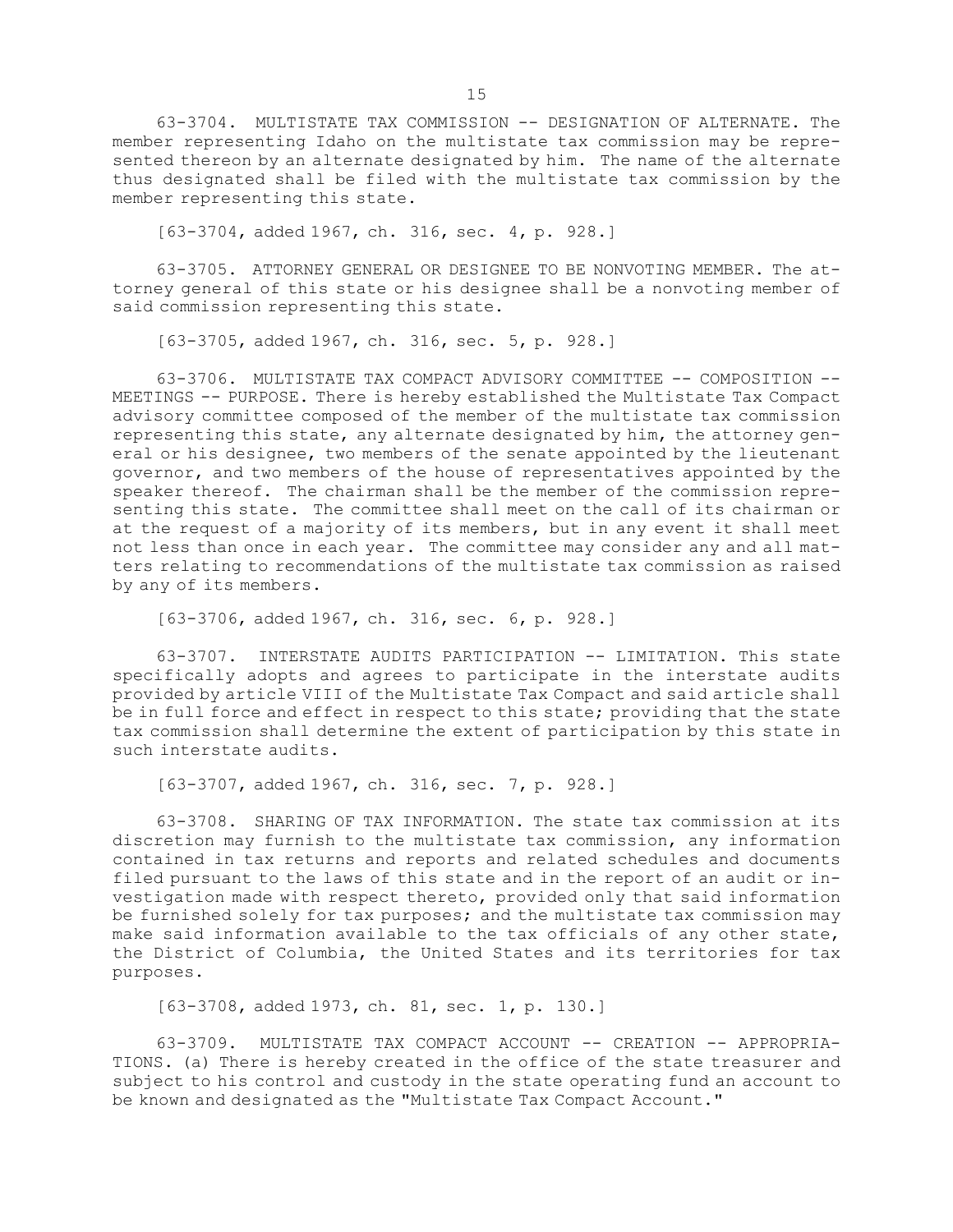63-3704. MULTISTATE TAX COMMISSION -- DESIGNATION OF ALTERNATE. The member representing Idaho on the multistate tax commission may be represented thereon by an alternate designated by him. The name of the alternate thus designated shall be filed with the multistate tax commission by the member representing this state.

[63-3704, added 1967, ch. 316, sec. 4, p. 928.]

63-3705. ATTORNEY GENERAL OR DESIGNEE TO BE NONVOTING MEMBER. The attorney general of this state or his designee shall be a nonvoting member of said commission representing this state.

[63-3705, added 1967, ch. 316, sec. 5, p. 928.]

63-3706. MULTISTATE TAX COMPACT ADVISORY COMMITTEE -- COMPOSITION -- MEETINGS -- PURPOSE. There is hereby established the Multistate Tax Compact advisory committee composed of the member of the multistate tax commission representing this state, any alternate designated by him, the attorney general or his designee, two members of the senate appointed by the lieutenant governor, and two members of the house of representatives appointed by the speaker thereof. The chairman shall be the member of the commission representing this state. The committee shall meet on the call of its chairman or at the request of a majority of its members, but in any event it shall meet not less than once in each year. The committee may consider any and all matters relating to recommendations of the multistate tax commission as raised by any of its members.

[63-3706, added 1967, ch. 316, sec. 6, p. 928.]

63-3707. INTERSTATE AUDITS PARTICIPATION -- LIMITATION. This state specifically adopts and agrees to participate in the interstate audits provided by article VIII of the Multistate Tax Compact and said article shall be in full force and effect in respect to this state; providing that the state tax commission shall determine the extent of participation by this state in such interstate audits.

[63-3707, added 1967, ch. 316, sec. 7, p. 928.]

63-3708. SHARING OF TAX INFORMATION. The state tax commission at its discretion may furnish to the multistate tax commission, any information contained in tax returns and reports and related schedules and documents filed pursuant to the laws of this state and in the report of an audit or investigation made with respect thereto, provided only that said information be furnished solely for tax purposes; and the multistate tax commission may make said information available to the tax officials of any other state, the District of Columbia, the United States and its territories for tax purposes.

[63-3708, added 1973, ch. 81, sec. 1, p. 130.]

63-3709. MULTISTATE TAX COMPACT ACCOUNT -- CREATION -- APPROPRIATIONS. (a) There is hereby created in the office of the state treasurer and subject to his control and custody in the state operating fund an account to be known and designated as the "Multistate Tax Compact Account."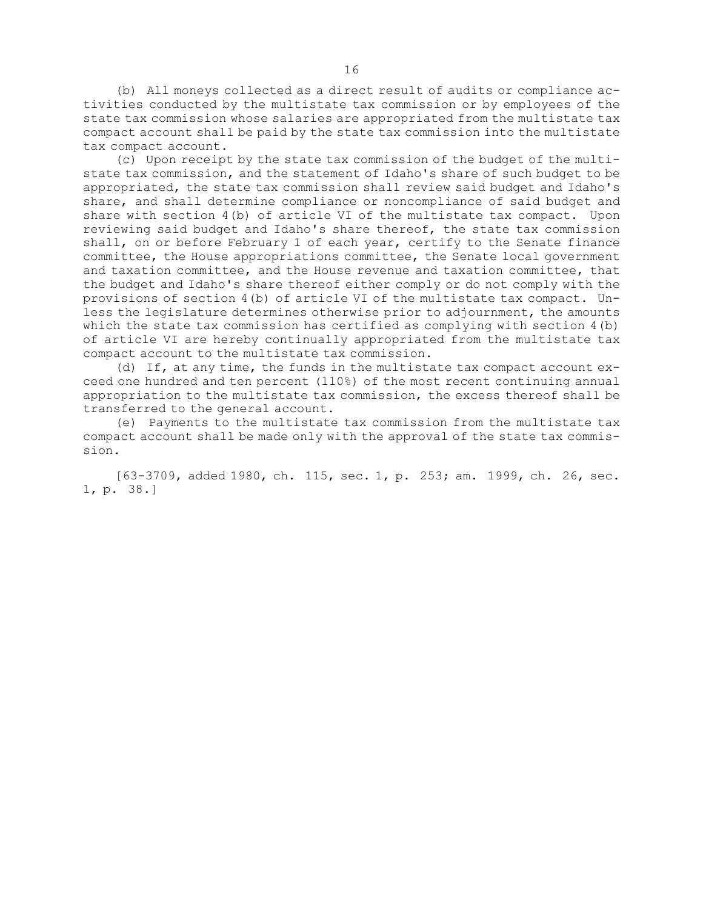(b) All moneys collected as a direct result of audits or compliance activities conducted by the multistate tax commission or by employees of the state tax commission whose salaries are appropriated from the multistate tax compact account shall be paid by the state tax commission into the multistate tax compact account.

(c) Upon receipt by the state tax commission of the budget of the multistate tax commission, and the statement of Idaho's share of such budget to be appropriated, the state tax commission shall review said budget and Idaho's share, and shall determine compliance or noncompliance of said budget and share with section 4(b) of article VI of the multistate tax compact. Upon reviewing said budget and Idaho's share thereof, the state tax commission shall, on or before February 1 of each year, certify to the Senate finance committee, the House appropriations committee, the Senate local government and taxation committee, and the House revenue and taxation committee, that the budget and Idaho's share thereof either comply or do not comply with the provisions of section 4(b) of article VI of the multistate tax compact. Unless the legislature determines otherwise prior to adjournment, the amounts which the state tax commission has certified as complying with section 4(b) of article VI are hereby continually appropriated from the multistate tax compact account to the multistate tax commission.

(d) If, at any time, the funds in the multistate tax compact account exceed one hundred and ten percent (110%) of the most recent continuing annual appropriation to the multistate tax commission, the excess thereof shall be transferred to the general account.

(e) Payments to the multistate tax commission from the multistate tax compact account shall be made only with the approval of the state tax commission.

[63-3709, added 1980, ch. 115, sec. 1, p. 253; am. 1999, ch. 26, sec. 1, p. 38.]